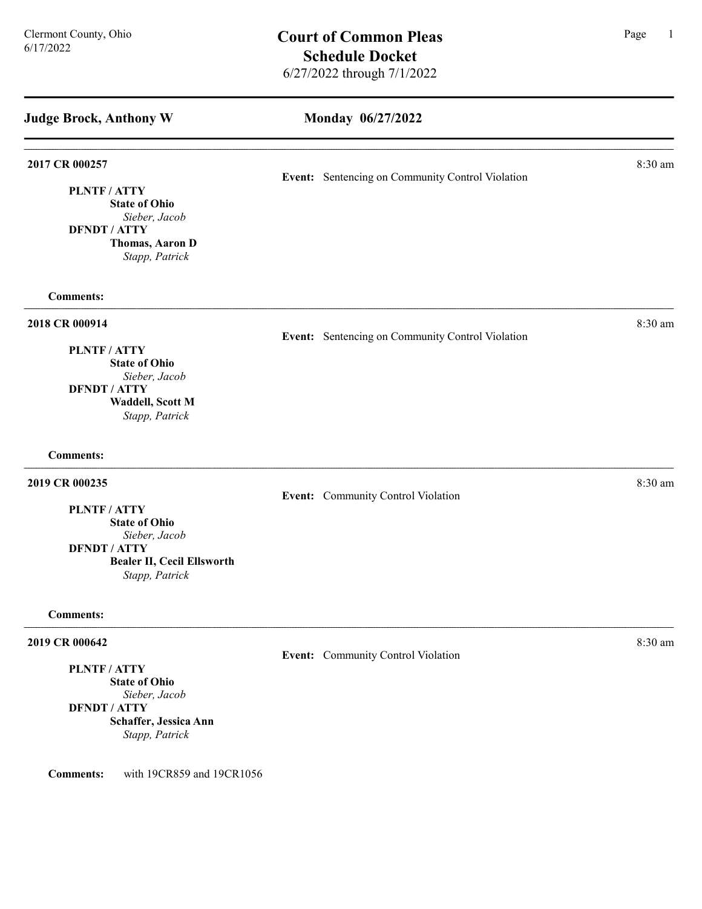Clermont County, Ohio
6/17/2022

# Court of Common Pleas
## Schedule Docket
6/27/2022 through 7/1/2022

---

**Judge Brock, Anthony W** — **Monday 06/27/2022**

---

**2017 CR 000257** — 8:30 am

**Event:** Sentencing on Community Control Violation

**PLNTF / ATTY**
**State of Ohio**
*Sieber, Jacob*
**DFNDT / ATTY**
**Thomas, Aaron D**
*Stapp, Patrick*

**Comments:**

---

**2018 CR 000914** — 8:30 am

**Event:** Sentencing on Community Control Violation

**PLNTF / ATTY**
**State of Ohio**
*Sieber, Jacob*
**DFNDT / ATTY**
**Waddell, Scott M**
*Stapp, Patrick*

**Comments:**

---

**2019 CR 000235** — 8:30 am

**Event:** Community Control Violation

**PLNTF / ATTY**
**State of Ohio**
*Sieber, Jacob*
**DFNDT / ATTY**
**Bealer II, Cecil Ellsworth**
*Stapp, Patrick*

**Comments:**

---

**2019 CR 000642** — 8:30 am

**Event:** Community Control Violation

**PLNTF / ATTY**
**State of Ohio**
*Sieber, Jacob*
**DFNDT / ATTY**
**Schaffer, Jessica Ann**
*Stapp, Patrick*

**Comments:** with 19CR859 and 19CR1056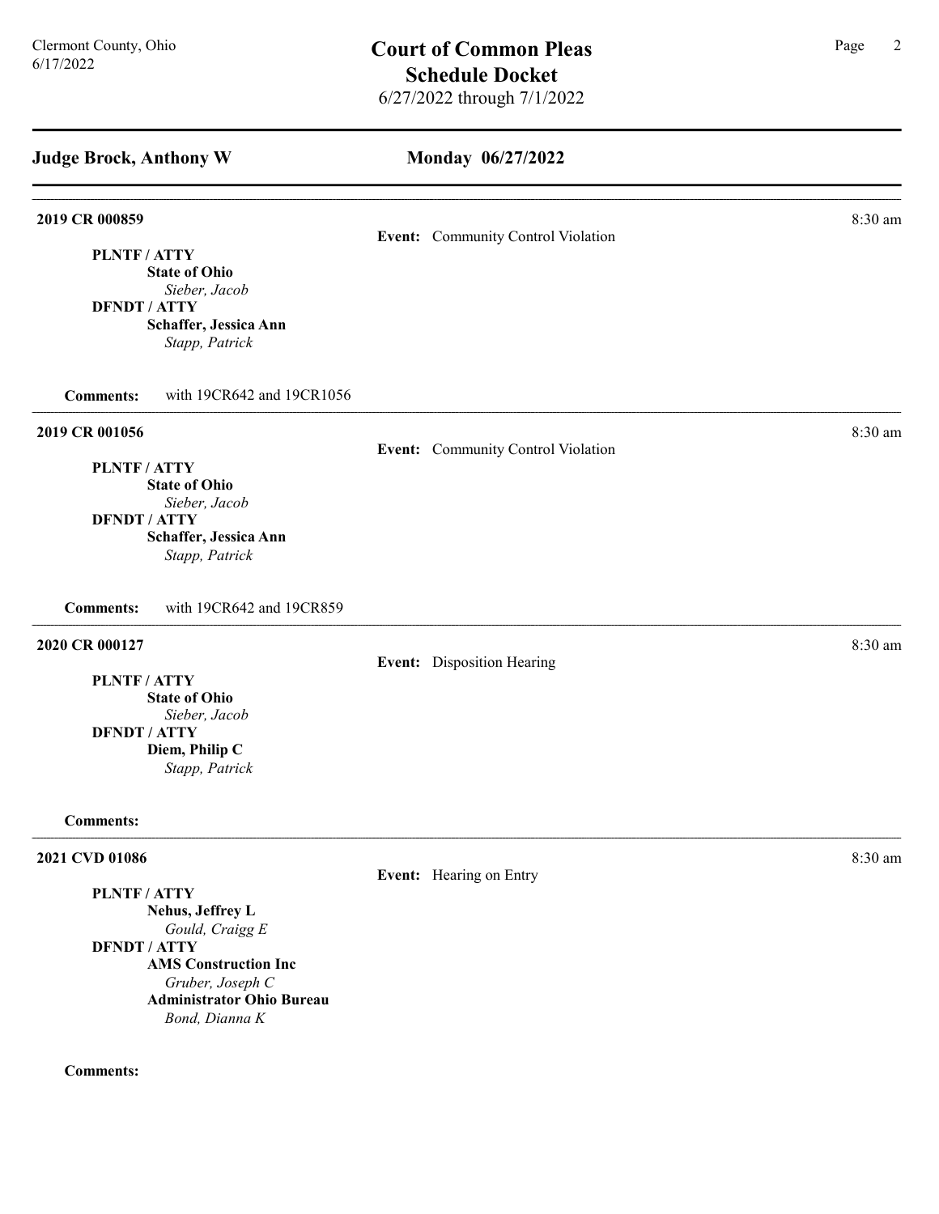## Judge Brock, Anthony W — Monday 06/27/2022

---

**2019 CR 000859** — 8:30 am

**Event:** Community Control Violation

**PLNTF / ATTY**
**State of Ohio**
*Sieber, Jacob*

**DFNDT / ATTY**
**Schaffer, Jessica Ann**
*Stapp, Patrick*

**Comments:** with 19CR642 and 19CR1056

---

**2019 CR 001056** — 8:30 am

**Event:** Community Control Violation

**PLNTF / ATTY**
**State of Ohio**
*Sieber, Jacob*

**DFNDT / ATTY**
**Schaffer, Jessica Ann**
*Stapp, Patrick*

**Comments:** with 19CR642 and 19CR859

---

**2020 CR 000127** — 8:30 am

**Event:** Disposition Hearing

**PLNTF / ATTY**
**State of Ohio**
*Sieber, Jacob*

**DFNDT / ATTY**
**Diem, Philip C**
*Stapp, Patrick*

**Comments:**

---

**2021 CVD 01086** — 8:30 am

**Event:** Hearing on Entry

**PLNTF / ATTY**
**Nehus, Jeffrey L**
*Gould, Craigg E*

**DFNDT / ATTY**
**AMS Construction Inc**
*Gruber, Joseph C*
**Administrator Ohio Bureau**
*Bond, Dianna K*

**Comments:**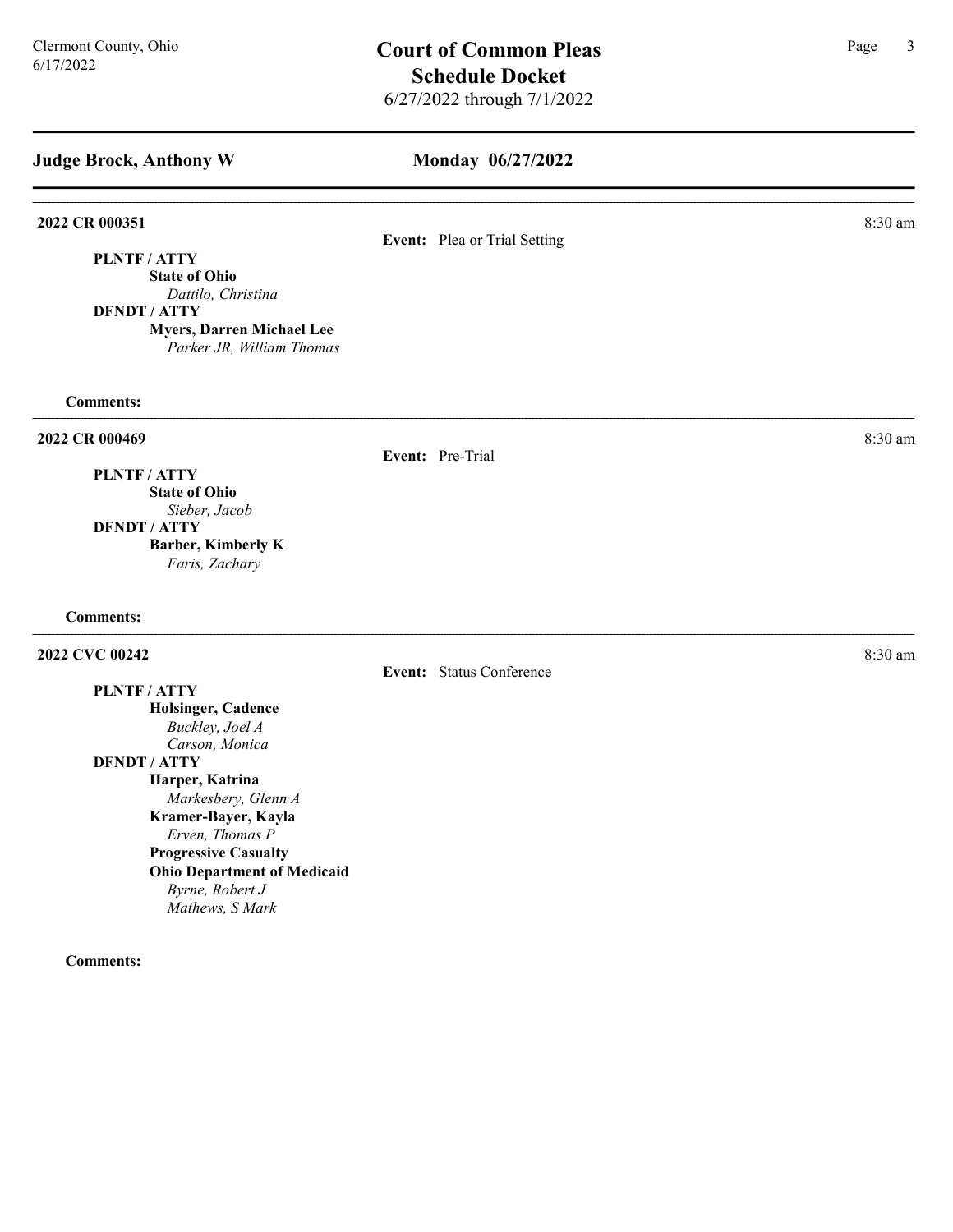## Judge Brock, Anthony W

## Monday 06/27/2022

**2022 CR 000351** — 8:30 am

**Event:** Plea or Trial Setting

**PLNTF / ATTY**

**State of Ohio**
*Dattilo, Christina*

**DFNDT / ATTY**

**Myers, Darren Michael Lee**
*Parker JR, William Thomas*

**Comments:**

---

**2022 CR 000469** — 8:30 am

**Event:** Pre-Trial

**PLNTF / ATTY**

**State of Ohio**
*Sieber, Jacob*

**DFNDT / ATTY**

**Barber, Kimberly K**
*Faris, Zachary*

**Comments:**

---

**2022 CVC 00242** — 8:30 am

**Event:** Status Conference

**PLNTF / ATTY**

**Holsinger, Cadence**
*Buckley, Joel A*
*Carson, Monica*

**DFNDT / ATTY**

**Harper, Katrina**
*Markesbery, Glenn A*

**Kramer-Bayer, Kayla**
*Erven, Thomas P*

**Progressive Casualty**

**Ohio Department of Medicaid**
*Byrne, Robert J*
*Mathews, S Mark*

**Comments:**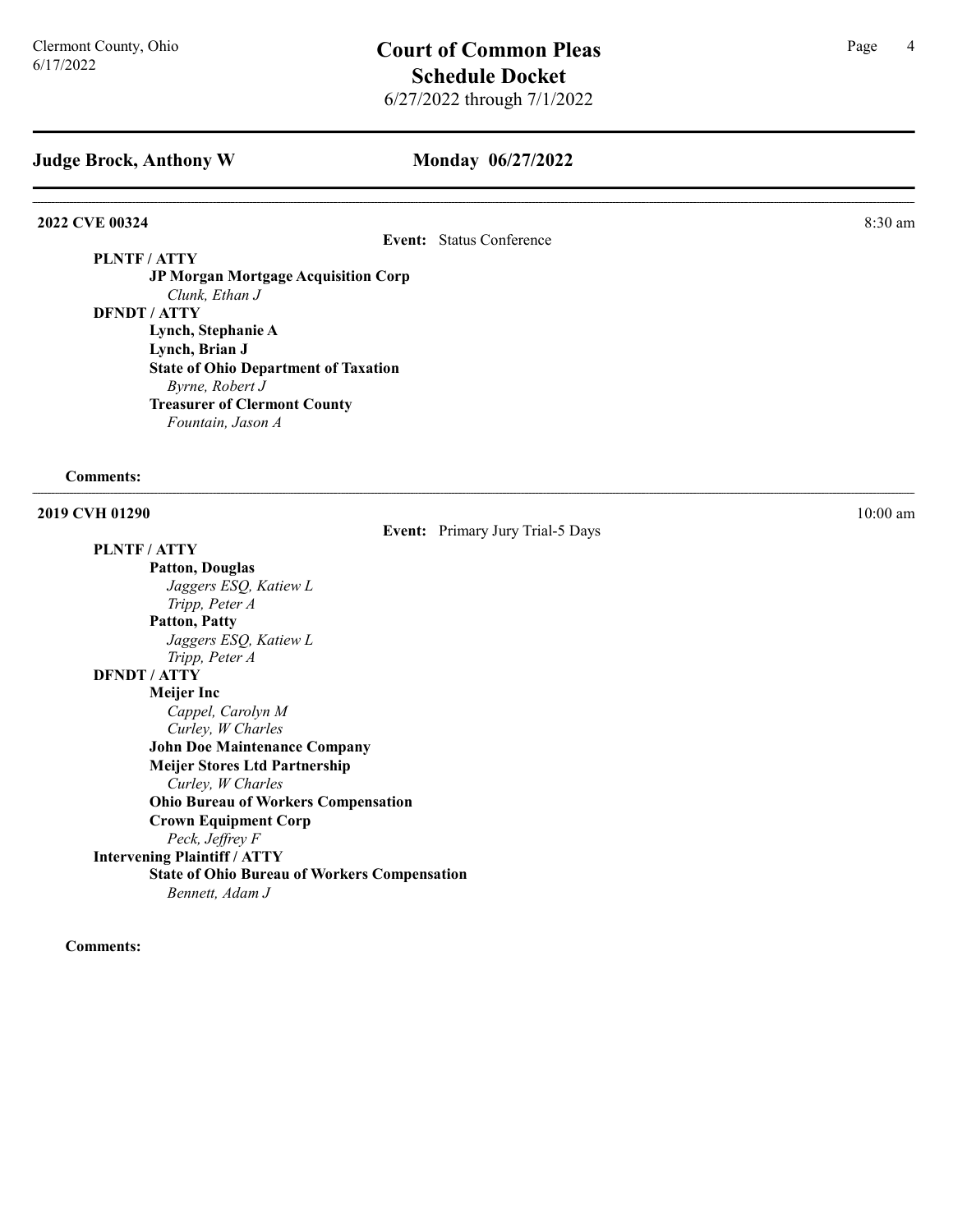## Judge Brock, Anthony W — Monday 06/27/2022

---

**2022 CVE 00324** — 8:30 am

**Event:** Status Conference

**PLNTF / ATTY**

- **JP Morgan Mortgage Acquisition Corp**
  - *Clunk, Ethan J*

**DFNDT / ATTY**

- **Lynch, Stephanie A**
- **Lynch, Brian J**
- **State of Ohio Department of Taxation**
  - *Byrne, Robert J*
- **Treasurer of Clermont County**
  - *Fountain, Jason A*

**Comments:**

---

**2019 CVH 01290** — 10:00 am

**Event:** Primary Jury Trial-5 Days

**PLNTF / ATTY**

- **Patton, Douglas**
  - *Jaggers ESQ, Katiew L*
  - *Tripp, Peter A*
- **Patton, Patty**
  - *Jaggers ESQ, Katiew L*
  - *Tripp, Peter A*

**DFNDT / ATTY**

- **Meijer Inc**
  - *Cappel, Carolyn M*
  - *Curley, W Charles*
- **John Doe Maintenance Company**
- **Meijer Stores Ltd Partnership**
  - *Curley, W Charles*
- **Ohio Bureau of Workers Compensation**
- **Crown Equipment Corp**
  - *Peck, Jeffrey F*

**Intervening Plaintiff / ATTY**

- **State of Ohio Bureau of Workers Compensation**
  - *Bennett, Adam J*

**Comments:**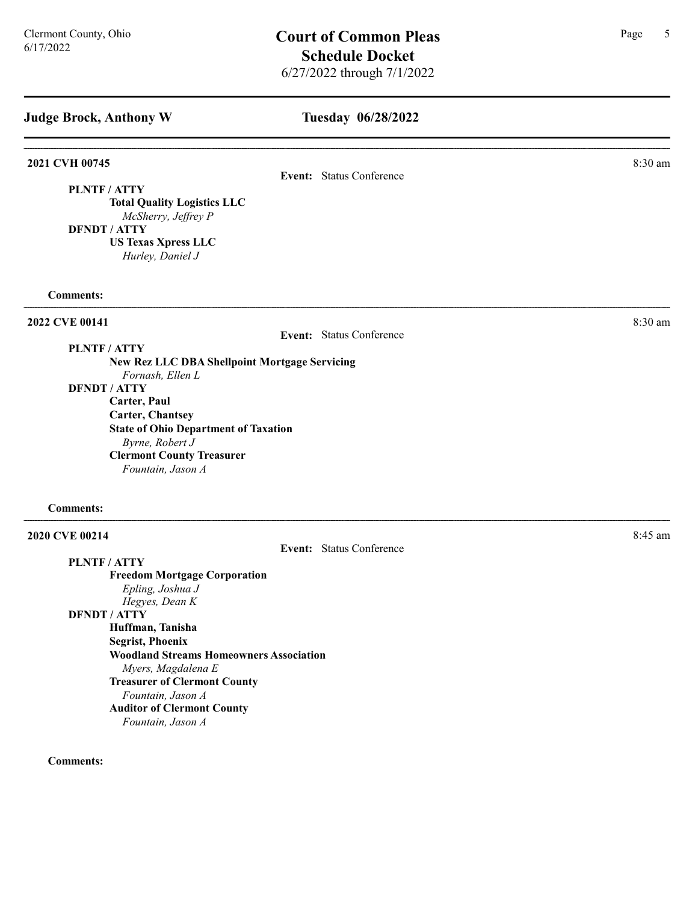## Judge Brock, Anthony W

## Tuesday 06/28/2022

---

**2021 CVH 00745** — 8:30 am

**Event:** Status Conference

**PLNTF / ATTY**

- **Total Quality Logistics LLC**
  - *McSherry, Jeffrey P*

**DFNDT / ATTY**

- **US Texas Xpress LLC**
  - *Hurley, Daniel J*

**Comments:**

---

**2022 CVE 00141** — 8:30 am

**Event:** Status Conference

**PLNTF / ATTY**

- **New Rez LLC DBA Shellpoint Mortgage Servicing**
  - *Fornash, Ellen L*

**DFNDT / ATTY**

- **Carter, Paul**
- **Carter, Chantsey**
- **State of Ohio Department of Taxation**
  - *Byrne, Robert J*
- **Clermont County Treasurer**
  - *Fountain, Jason A*

**Comments:**

---

**2020 CVE 00214** — 8:45 am

**Event:** Status Conference

**PLNTF / ATTY**

- **Freedom Mortgage Corporation**
  - *Epling, Joshua J*
  - *Hegyes, Dean K*

**DFNDT / ATTY**

- **Huffman, Tanisha**
- **Segrist, Phoenix**
- **Woodland Streams Homeowners Association**
  - *Myers, Magdalena E*
- **Treasurer of Clermont County**
  - *Fountain, Jason A*
- **Auditor of Clermont County**
  - *Fountain, Jason A*

**Comments:**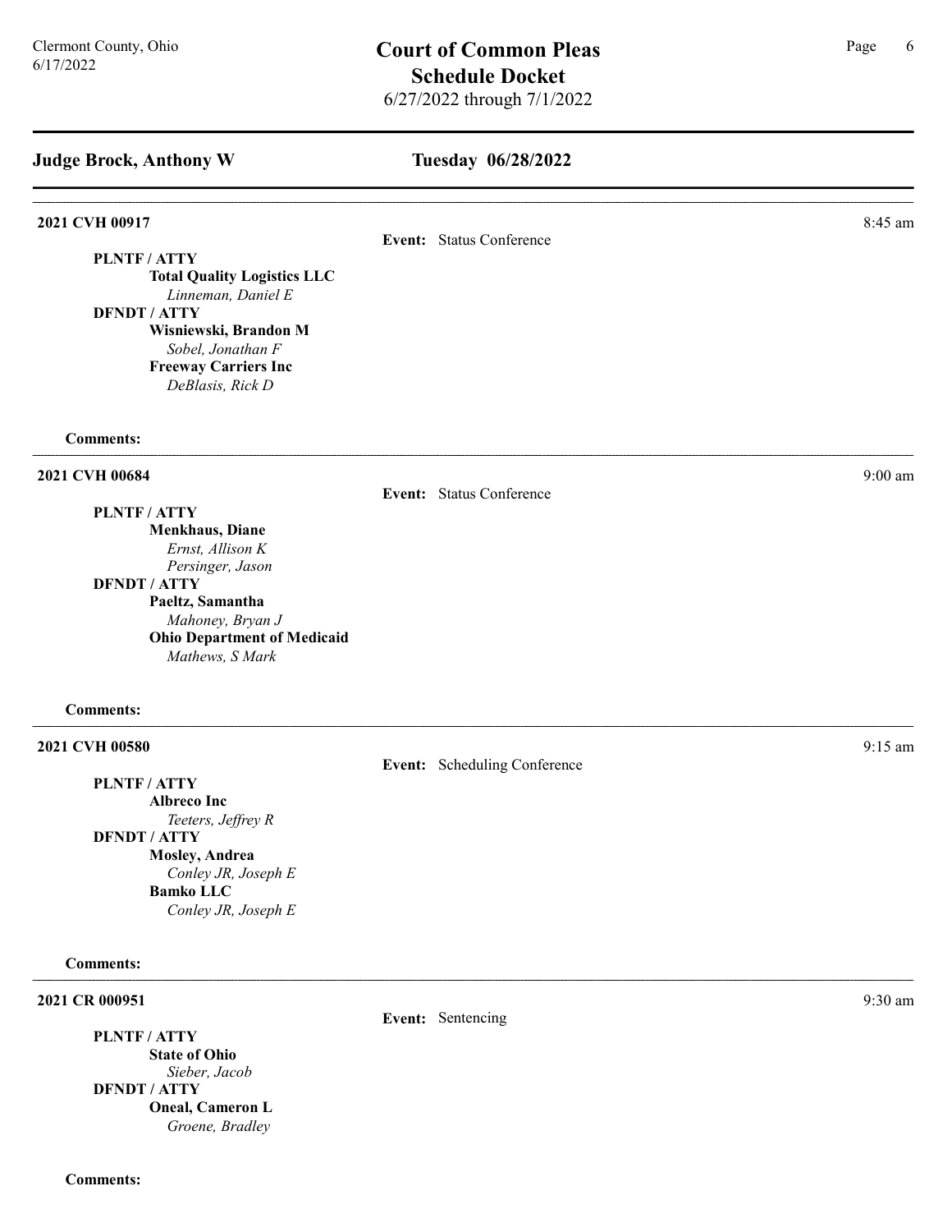## Judge Brock, Anthony W

## Tuesday 06/28/2022

---

**2021 CVH 00917** — 8:45 am

**Event:** Status Conference

**PLNTF / ATTY**
- **Total Quality Logistics LLC**
  - *Linneman, Daniel E*

**DFNDT / ATTY**
- **Wisniewski, Brandon M**
  - *Sobel, Jonathan F*
- **Freeway Carriers Inc**
  - *DeBlasis, Rick D*

**Comments:**

---

**2021 CVH 00684** — 9:00 am

**Event:** Status Conference

**PLNTF / ATTY**
- **Menkhaus, Diane**
  - *Ernst, Allison K*
  - *Persinger, Jason*

**DFNDT / ATTY**
- **Paeltz, Samantha**
  - *Mahoney, Bryan J*
- **Ohio Department of Medicaid**
  - *Mathews, S Mark*

**Comments:**

---

**2021 CVH 00580** — 9:15 am

**Event:** Scheduling Conference

**PLNTF / ATTY**
- **Albreco Inc**
  - *Teeters, Jeffrey R*

**DFNDT / ATTY**
- **Mosley, Andrea**
  - *Conley JR, Joseph E*
- **Bamko LLC**
  - *Conley JR, Joseph E*

**Comments:**

---

**2021 CR 000951** — 9:30 am

**Event:** Sentencing

**PLNTF / ATTY**
- **State of Ohio**
  - *Sieber, Jacob*

**DFNDT / ATTY**
- **Oneal, Cameron L**
  - *Groene, Bradley*

**Comments:**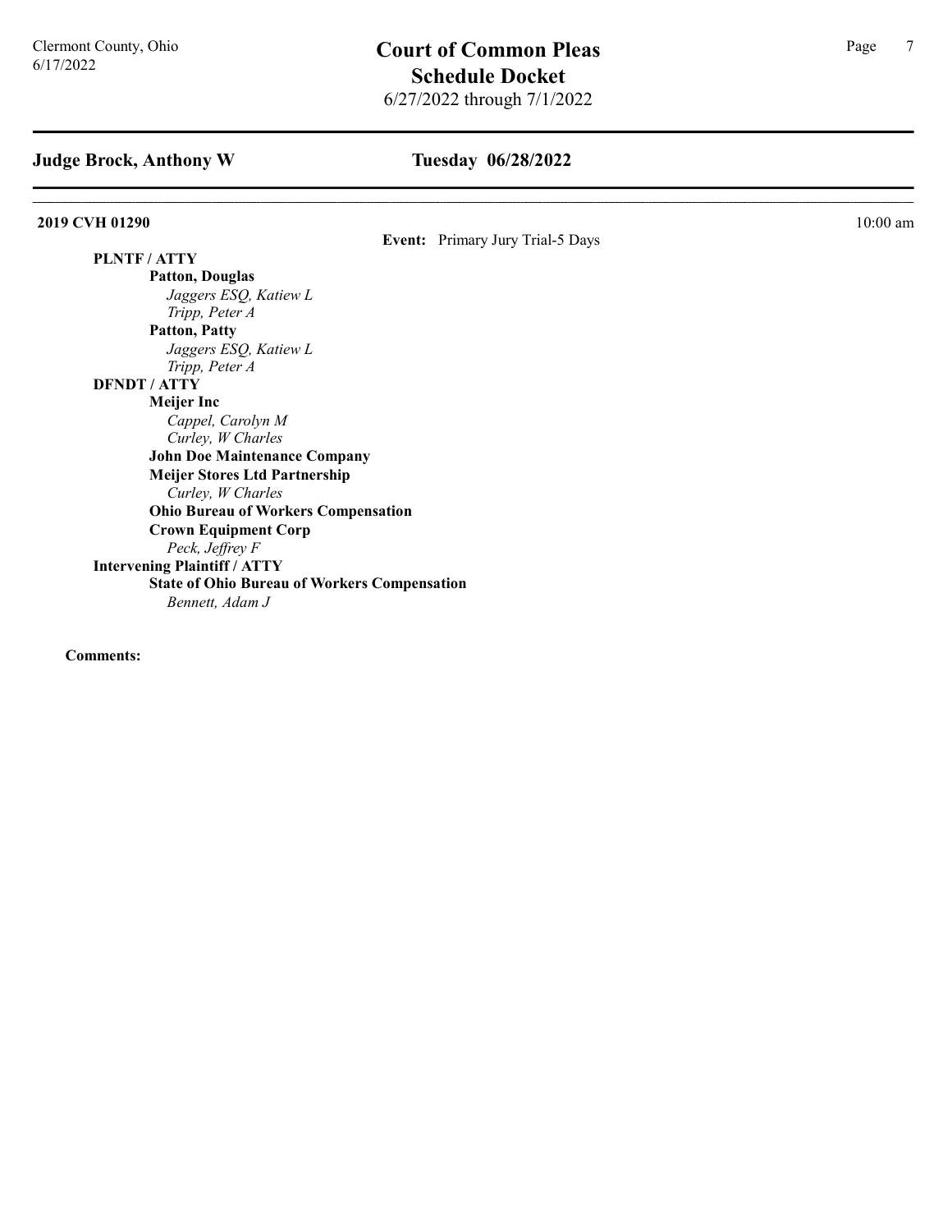# Court of Common Pleas
## Schedule Docket
6/27/2022 through 7/1/2022

Clermont County, Ohio
6/17/2022

**Judge Brock, Anthony W** — **Tuesday 06/28/2022**

---

**2019 CVH 01290** — 10:00 am

**Event:** Primary Jury Trial-5 Days

**PLNTF / ATTY**

- **Patton, Douglas**
  - *Jaggers ESQ, Katiew L*
  - *Tripp, Peter A*
- **Patton, Patty**
  - *Jaggers ESQ, Katiew L*
  - *Tripp, Peter A*

**DFNDT / ATTY**

- **Meijer Inc**
  - *Cappel, Carolyn M*
  - *Curley, W Charles*
- **John Doe Maintenance Company**
- **Meijer Stores Ltd Partnership**
  - *Curley, W Charles*
- **Ohio Bureau of Workers Compensation**
- **Crown Equipment Corp**
  - *Peck, Jeffrey F*

**Intervening Plaintiff / ATTY**

- **State of Ohio Bureau of Workers Compensation**
  - *Bennett, Adam J*

**Comments:**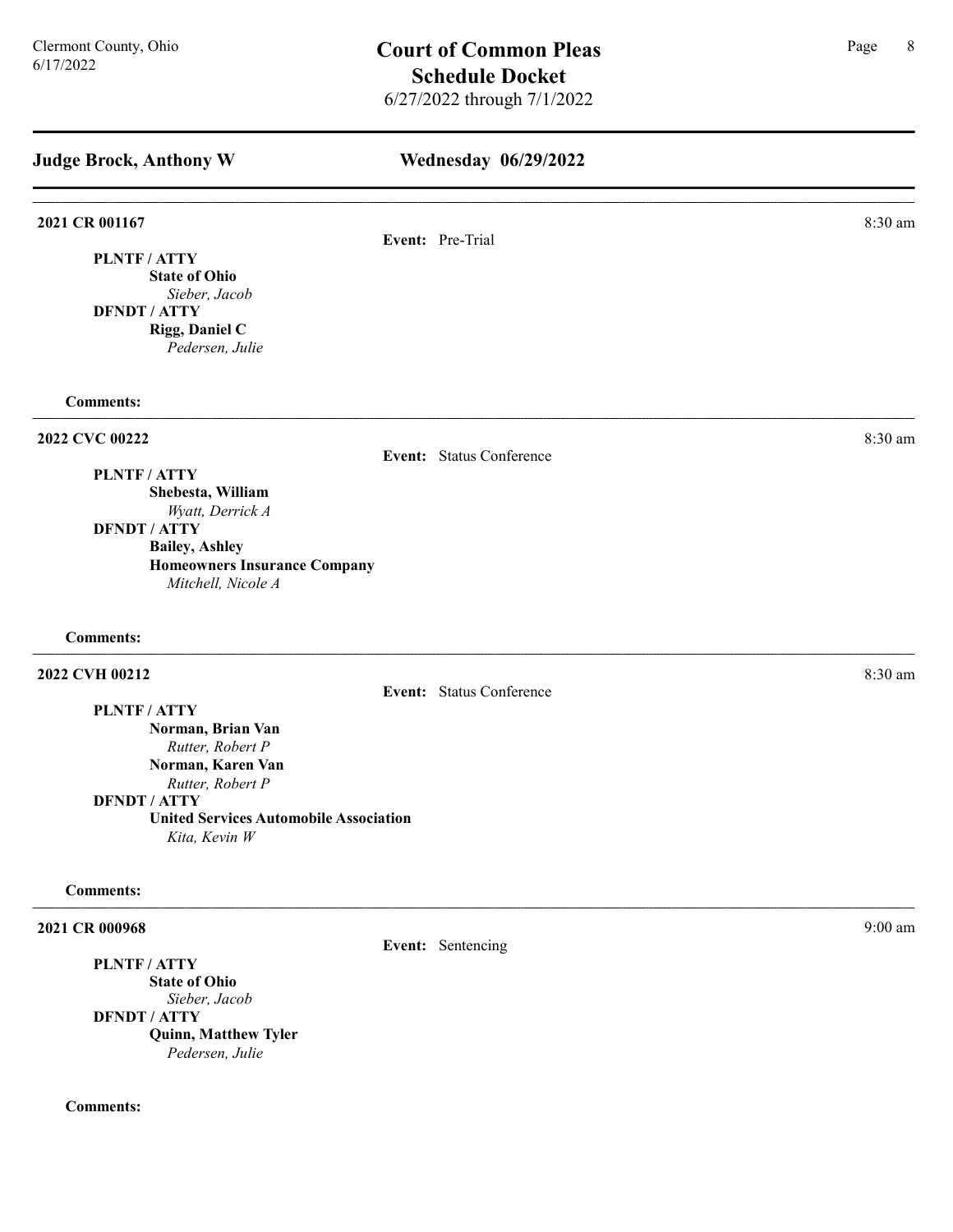## Judge Brock, Anthony W — Wednesday 06/29/2022

---

**2021 CR 001167** — 8:30 am

**Event:** Pre-Trial

**PLNTF / ATTY**
- **State of Ohio**
  - *Sieber, Jacob*

**DFNDT / ATTY**
- **Rigg, Daniel C**
  - *Pedersen, Julie*

**Comments:**

---

**2022 CVC 00222** — 8:30 am

**Event:** Status Conference

**PLNTF / ATTY**
- **Shebesta, William**
  - *Wyatt, Derrick A*

**DFNDT / ATTY**
- **Bailey, Ashley**
- **Homeowners Insurance Company**
  - *Mitchell, Nicole A*

**Comments:**

---

**2022 CVH 00212** — 8:30 am

**Event:** Status Conference

**PLNTF / ATTY**
- **Norman, Brian Van**
  - *Rutter, Robert P*
- **Norman, Karen Van**
  - *Rutter, Robert P*

**DFNDT / ATTY**
- **United Services Automobile Association**
  - *Kita, Kevin W*

**Comments:**

---

**2021 CR 000968** — 9:00 am

**Event:** Sentencing

**PLNTF / ATTY**
- **State of Ohio**
  - *Sieber, Jacob*

**DFNDT / ATTY**
- **Quinn, Matthew Tyler**
  - *Pedersen, Julie*

**Comments:**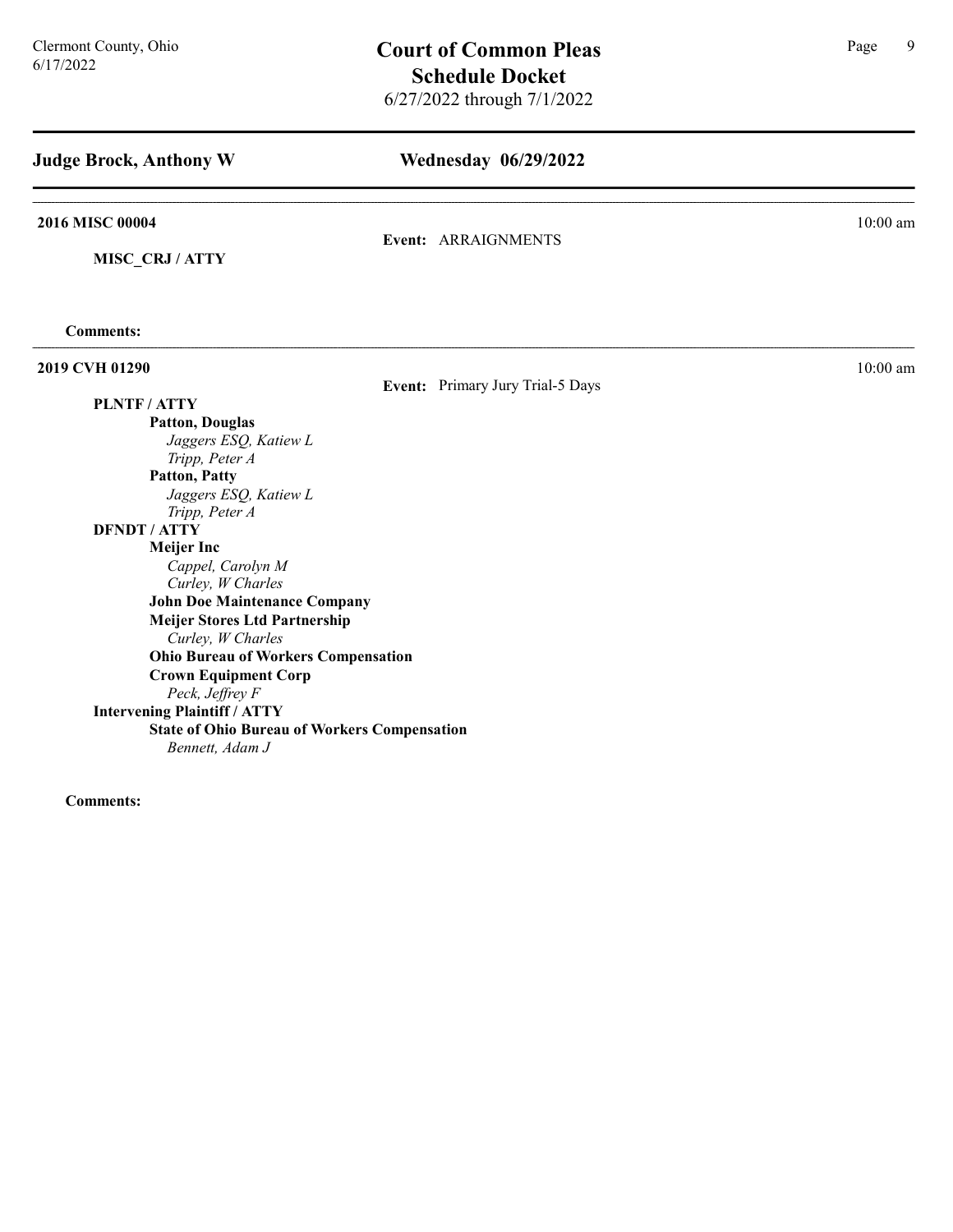# Court of Common Pleas
## Schedule Docket
6/27/2022 through 7/1/2022

Clermont County, Ohio
6/17/2022

## Judge Brock, Anthony W — Wednesday 06/29/2022

---

**2016 MISC 00004** — 10:00 am

**Event:** ARRAIGNMENTS

**MISC_CRJ / ATTY**

**Comments:**

---

**2019 CVH 01290** — 10:00 am

**Event:** Primary Jury Trial-5 Days

**PLNTF / ATTY**
- **Patton, Douglas**
  - *Jaggers ESQ, Katiew L*
  - *Tripp, Peter A*
- **Patton, Patty**
  - *Jaggers ESQ, Katiew L*
  - *Tripp, Peter A*

**DFNDT / ATTY**
- **Meijer Inc**
  - *Cappel, Carolyn M*
  - *Curley, W Charles*
- **John Doe Maintenance Company**
- **Meijer Stores Ltd Partnership**
  - *Curley, W Charles*
- **Ohio Bureau of Workers Compensation**
- **Crown Equipment Corp**
  - *Peck, Jeffrey F*

**Intervening Plaintiff / ATTY**
- **State of Ohio Bureau of Workers Compensation**
  - *Bennett, Adam J*

**Comments:**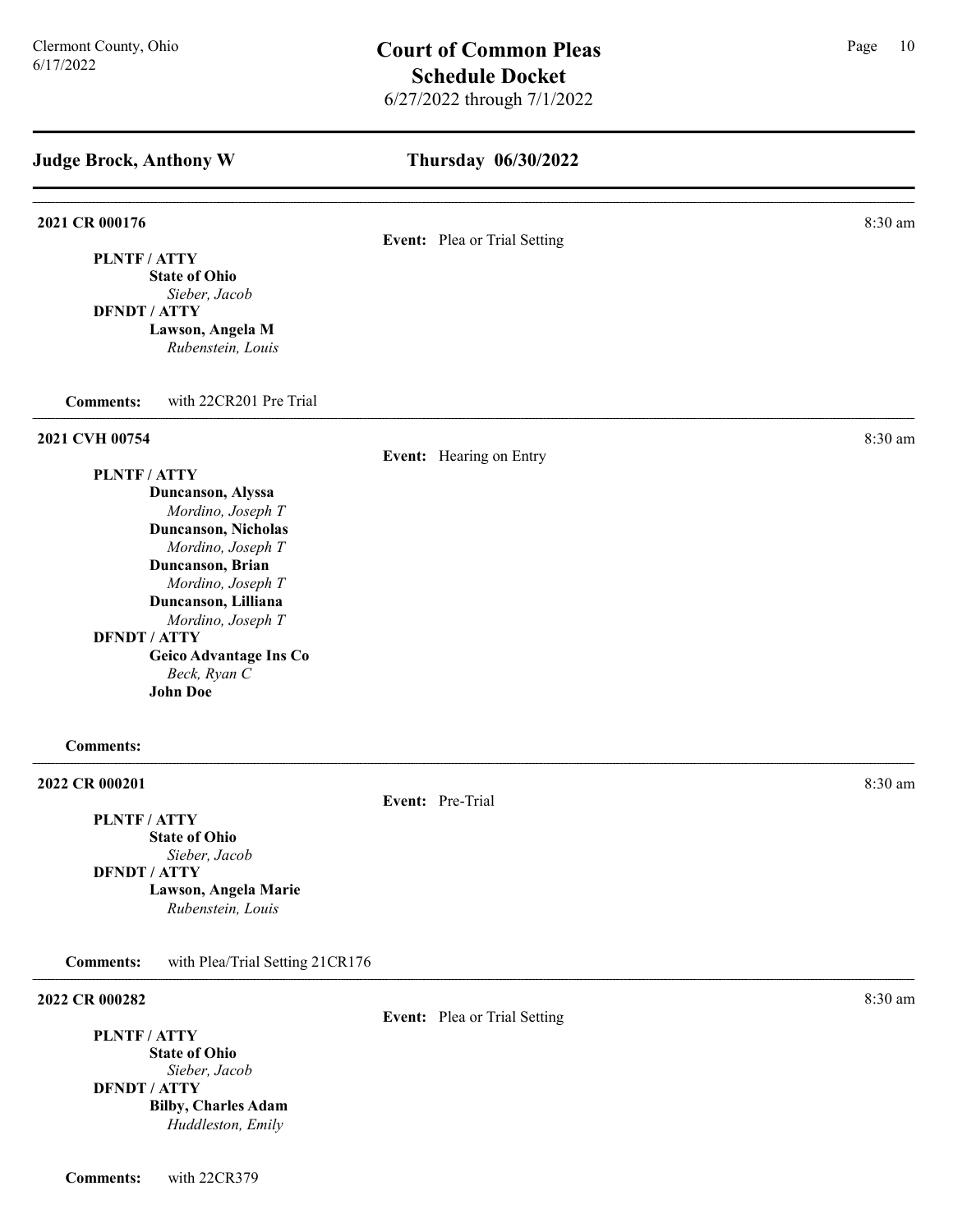## Judge Brock, Anthony W

## Thursday 06/30/2022

---

**2021 CR 000176** — 8:30 am

**Event:** Plea or Trial Setting

**PLNTF / ATTY**
- **State of Ohio**
  - *Sieber, Jacob*

**DFNDT / ATTY**
- **Lawson, Angela M**
  - *Rubenstein, Louis*

**Comments:** with 22CR201 Pre Trial

---

**2021 CVH 00754** — 8:30 am

**Event:** Hearing on Entry

**PLNTF / ATTY**
- **Duncanson, Alyssa**
  - *Mordino, Joseph T*
- **Duncanson, Nicholas**
  - *Mordino, Joseph T*
- **Duncanson, Brian**
  - *Mordino, Joseph T*
- **Duncanson, Lilliana**
  - *Mordino, Joseph T*

**DFNDT / ATTY**
- **Geico Advantage Ins Co**
  - *Beck, Ryan C*
- **John Doe**

**Comments:**

---

**2022 CR 000201** — 8:30 am

**Event:** Pre-Trial

**PLNTF / ATTY**
- **State of Ohio**
  - *Sieber, Jacob*

**DFNDT / ATTY**
- **Lawson, Angela Marie**
  - *Rubenstein, Louis*

**Comments:** with Plea/Trial Setting 21CR176

---

**2022 CR 000282** — 8:30 am

**Event:** Plea or Trial Setting

**PLNTF / ATTY**
- **State of Ohio**
  - *Sieber, Jacob*

**DFNDT / ATTY**
- **Bilby, Charles Adam**
  - *Huddleston, Emily*

**Comments:** with 22CR379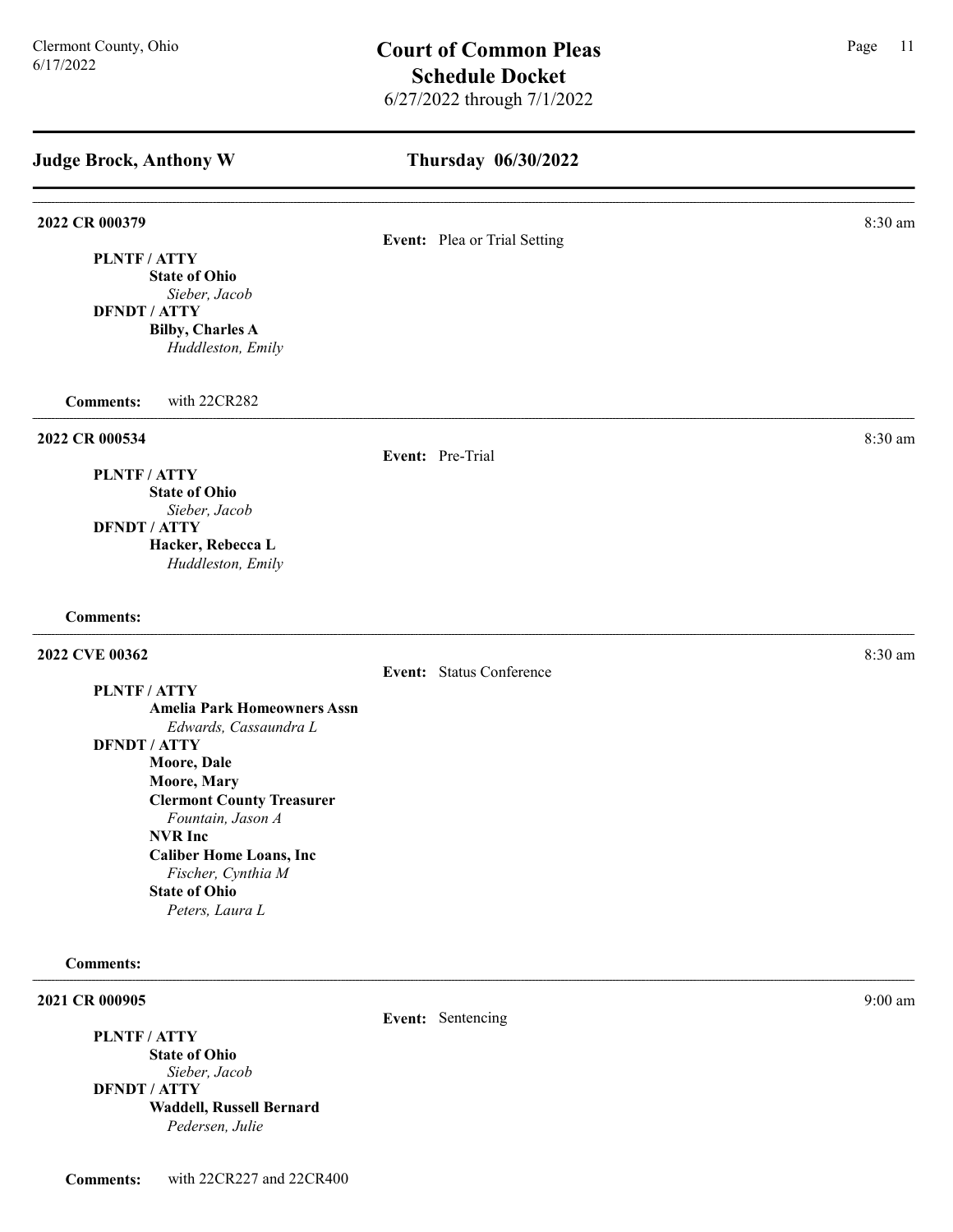Clermont County, Ohio
6/17/2022

# Court of Common Pleas
## Schedule Docket
6/27/2022 through 7/1/2022

## Judge Brock, Anthony W — Thursday 06/30/2022

---

**2022 CR 000379** — 8:30 am

**Event:** Plea or Trial Setting

**PLNTF / ATTY**
- **State of Ohio**
  - *Sieber, Jacob*

**DFNDT / ATTY**
- **Bilby, Charles A**
  - *Huddleston, Emily*

**Comments:** with 22CR282

---

**2022 CR 000534** — 8:30 am

**Event:** Pre-Trial

**PLNTF / ATTY**
- **State of Ohio**
  - *Sieber, Jacob*

**DFNDT / ATTY**
- **Hacker, Rebecca L**
  - *Huddleston, Emily*

**Comments:**

---

**2022 CVE 00362** — 8:30 am

**Event:** Status Conference

**PLNTF / ATTY**
- **Amelia Park Homeowners Assn**
  - *Edwards, Cassaundra L*

**DFNDT / ATTY**
- **Moore, Dale**
- **Moore, Mary**
- **Clermont County Treasurer**
  - *Fountain, Jason A*
- **NVR Inc**
- **Caliber Home Loans, Inc**
  - *Fischer, Cynthia M*
- **State of Ohio**
  - *Peters, Laura L*

**Comments:**

---

**2021 CR 000905** — 9:00 am

**Event:** Sentencing

**PLNTF / ATTY**
- **State of Ohio**
  - *Sieber, Jacob*

**DFNDT / ATTY**
- **Waddell, Russell Bernard**
  - *Pedersen, Julie*

**Comments:** with 22CR227 and 22CR400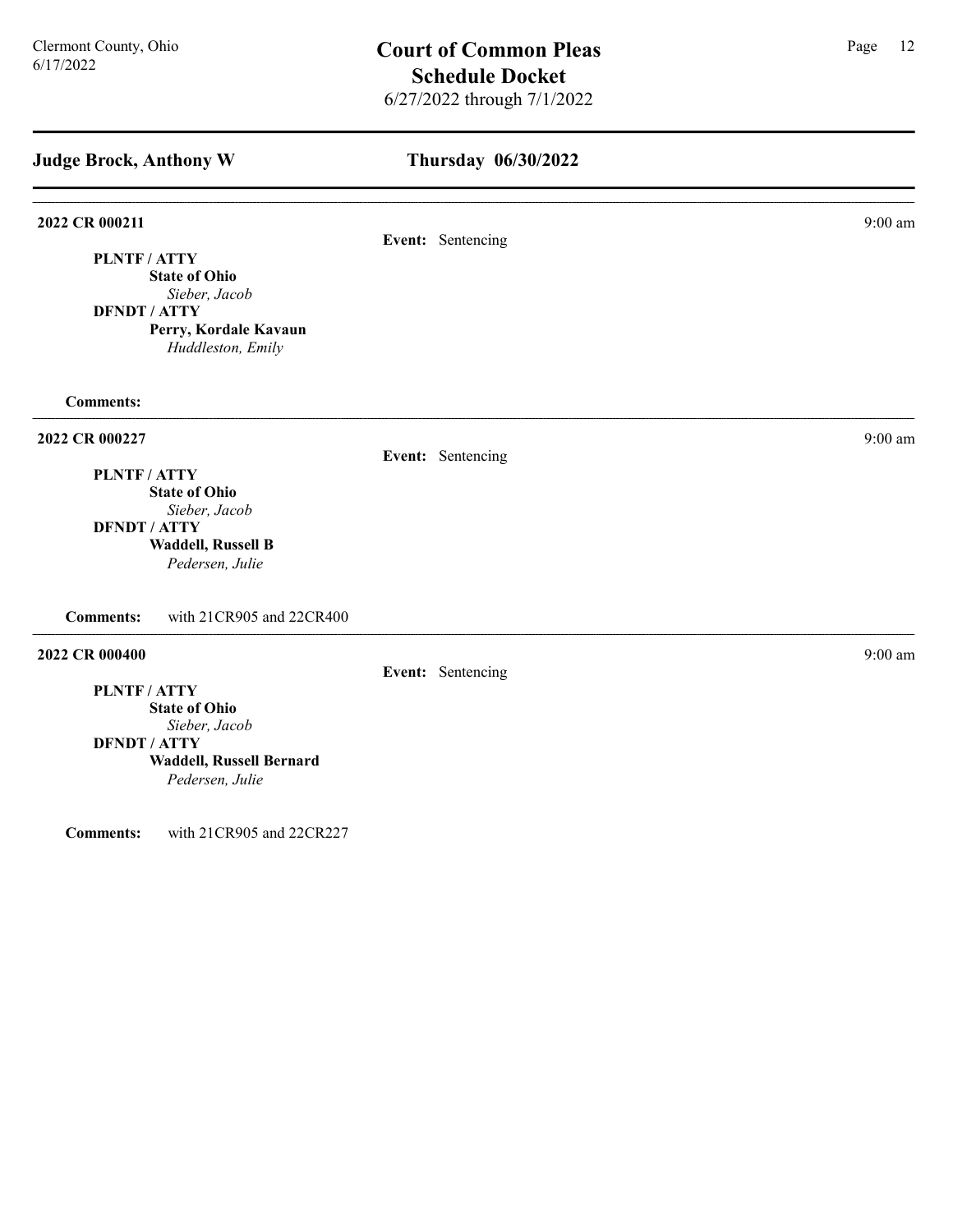# Court of Common Pleas
## Schedule Docket
6/27/2022 through 7/1/2022

Clermont County, Ohio
6/17/2022

## Judge Brock, Anthony W — Thursday 06/30/2022

---

**2022 CR 000211** — 9:00 am

**Event:** Sentencing

**PLNTF / ATTY**
- **State of Ohio**
  - *Sieber, Jacob*

**DFNDT / ATTY**
- **Perry, Kordale Kavaun**
  - *Huddleston, Emily*

**Comments:**

---

**2022 CR 000227** — 9:00 am

**Event:** Sentencing

**PLNTF / ATTY**
- **State of Ohio**
  - *Sieber, Jacob*

**DFNDT / ATTY**
- **Waddell, Russell B**
  - *Pedersen, Julie*

**Comments:** with 21CR905 and 22CR400

---

**2022 CR 000400** — 9:00 am

**Event:** Sentencing

**PLNTF / ATTY**
- **State of Ohio**
  - *Sieber, Jacob*

**DFNDT / ATTY**
- **Waddell, Russell Bernard**
  - *Pedersen, Julie*

**Comments:** with 21CR905 and 22CR227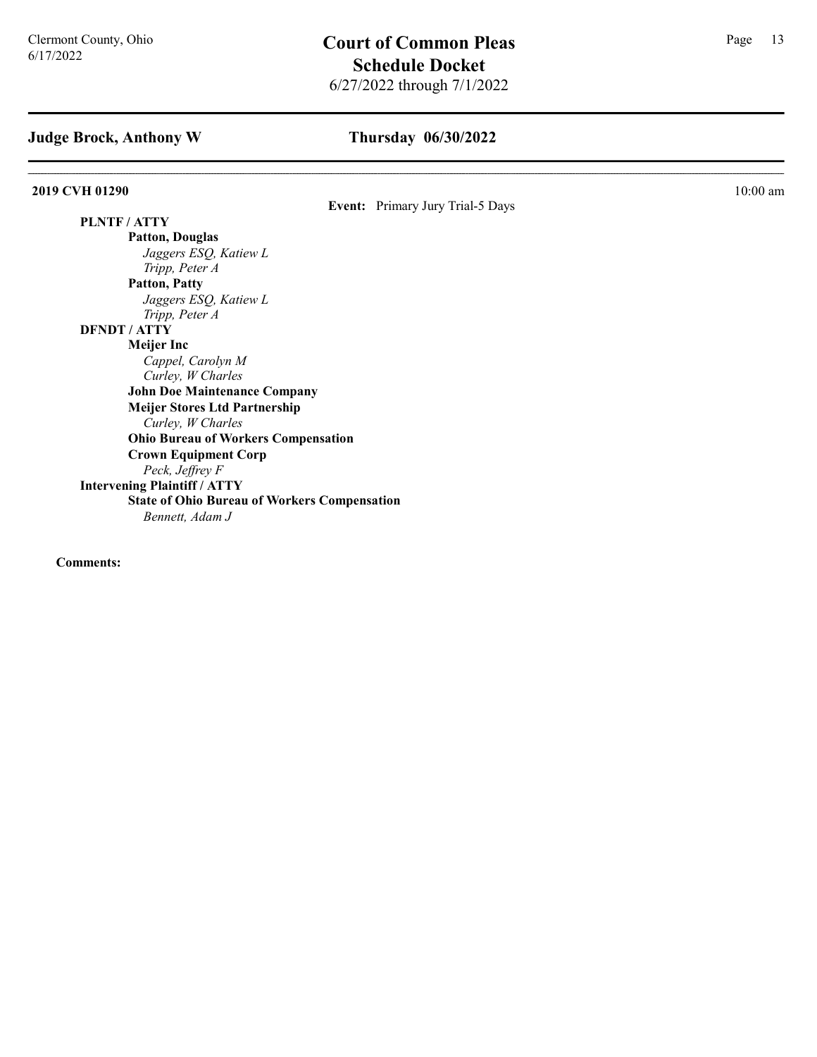## Judge Brock, Anthony W

## Thursday 06/30/2022

**2019 CVH 01290** 10:00 am

**Event:** Primary Jury Trial-5 Days

**PLNTF / ATTY**

- **Patton, Douglas**
  - *Jaggers ESQ, Katiew L*
  - *Tripp, Peter A*
- **Patton, Patty**
  - *Jaggers ESQ, Katiew L*
  - *Tripp, Peter A*

**DFNDT / ATTY**

- **Meijer Inc**
  - *Cappel, Carolyn M*
  - *Curley, W Charles*
- **John Doe Maintenance Company**
- **Meijer Stores Ltd Partnership**
  - *Curley, W Charles*
- **Ohio Bureau of Workers Compensation**
- **Crown Equipment Corp**
  - *Peck, Jeffrey F*

**Intervening Plaintiff / ATTY**

- **State of Ohio Bureau of Workers Compensation**
  - *Bennett, Adam J*

**Comments:**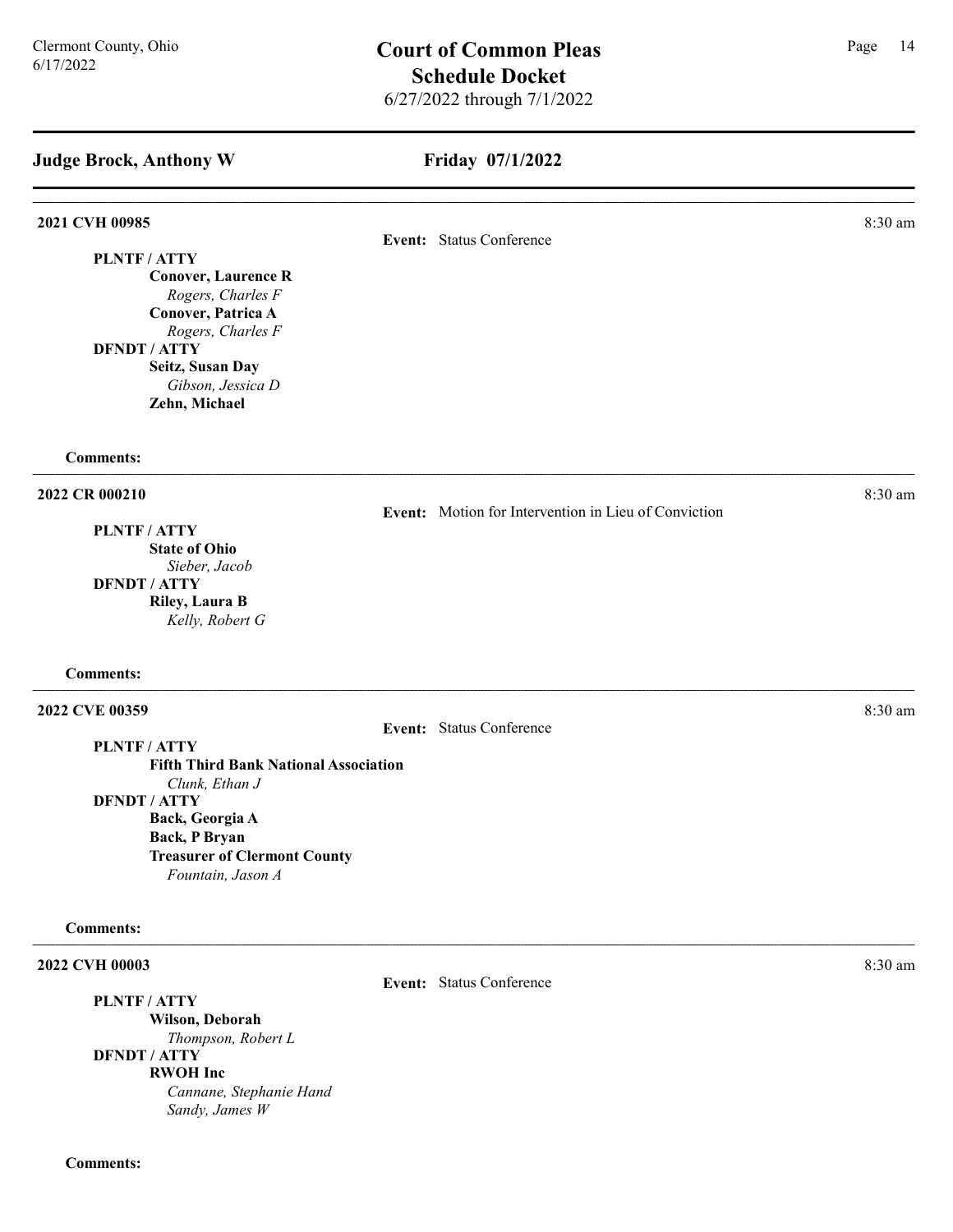## Judge Brock, Anthony W — Friday 07/1/2022

---

**2021 CVH 00985** — 8:30 am

**Event:** Status Conference

**PLNTF / ATTY**
- **Conover, Laurence R**
  - *Rogers, Charles F*
- **Conover, Patrica A**
  - *Rogers, Charles F*

**DFNDT / ATTY**
- **Seitz, Susan Day**
  - *Gibson, Jessica D*
- **Zehn, Michael**

**Comments:**

---

**2022 CR 000210** — 8:30 am

**Event:** Motion for Intervention in Lieu of Conviction

**PLNTF / ATTY**
- **State of Ohio**
  - *Sieber, Jacob*

**DFNDT / ATTY**
- **Riley, Laura B**
  - *Kelly, Robert G*

**Comments:**

---

**2022 CVE 00359** — 8:30 am

**Event:** Status Conference

**PLNTF / ATTY**
- **Fifth Third Bank National Association**
  - *Clunk, Ethan J*

**DFNDT / ATTY**
- **Back, Georgia A**
- **Back, P Bryan**
- **Treasurer of Clermont County**
  - *Fountain, Jason A*

**Comments:**

---

**2022 CVH 00003** — 8:30 am

**Event:** Status Conference

**PLNTF / ATTY**
- **Wilson, Deborah**
  - *Thompson, Robert L*

**DFNDT / ATTY**
- **RWOH Inc**
  - *Cannane, Stephanie Hand*
  - *Sandy, James W*

**Comments:**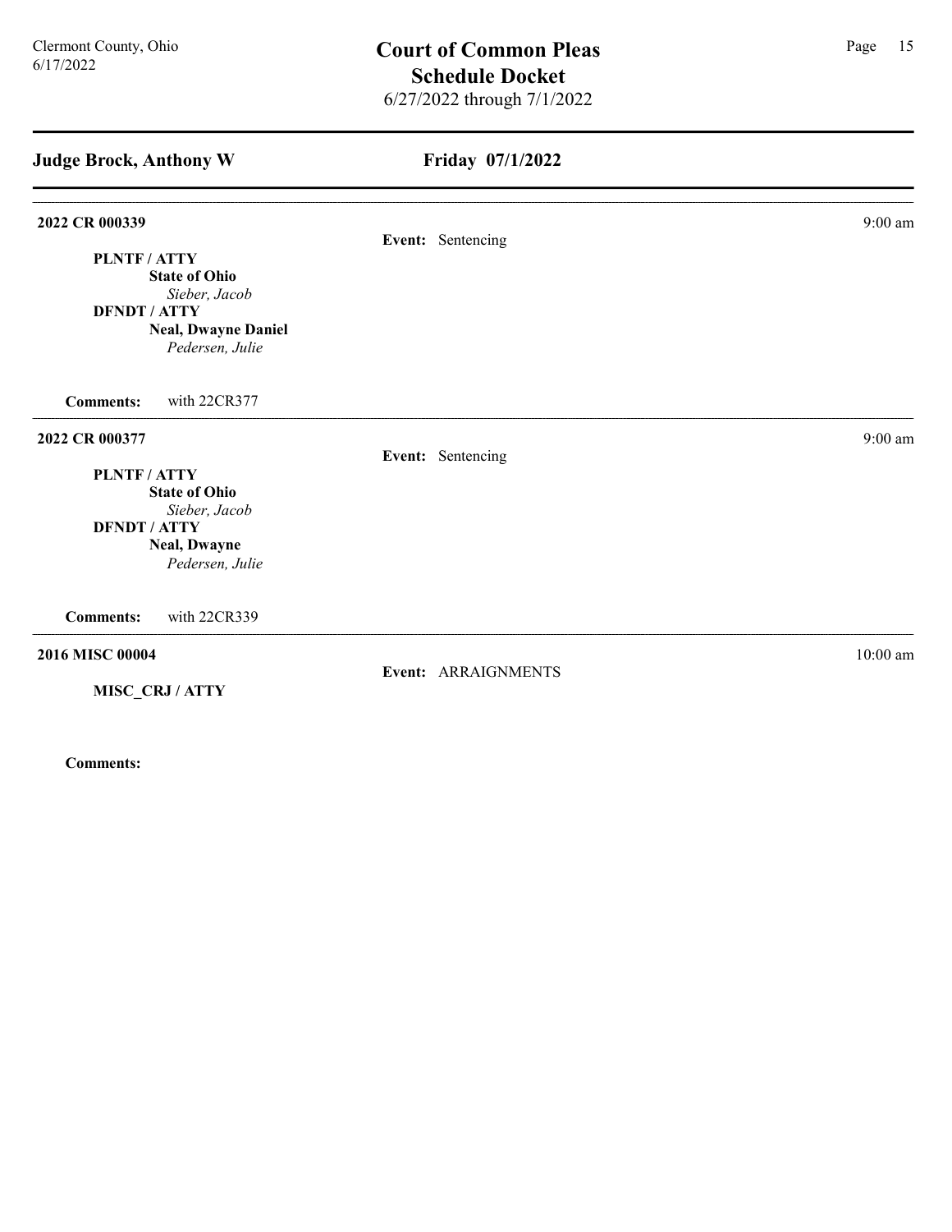## Judge Brock, Anthony W

## Friday 07/1/2022

---

**2022 CR 000339** — 9:00 am

**Event:** Sentencing

**PLNTF / ATTY**
**State of Ohio**
*Sieber, Jacob*

**DFNDT / ATTY**
**Neal, Dwayne Daniel**
*Pedersen, Julie*

**Comments:** with 22CR377

---

**2022 CR 000377** — 9:00 am

**Event:** Sentencing

**PLNTF / ATTY**
**State of Ohio**
*Sieber, Jacob*

**DFNDT / ATTY**
**Neal, Dwayne**
*Pedersen, Julie*

**Comments:** with 22CR339

---

**2016 MISC 00004** — 10:00 am

**Event:** ARRAIGNMENTS

**MISC_CRJ / ATTY**

**Comments:**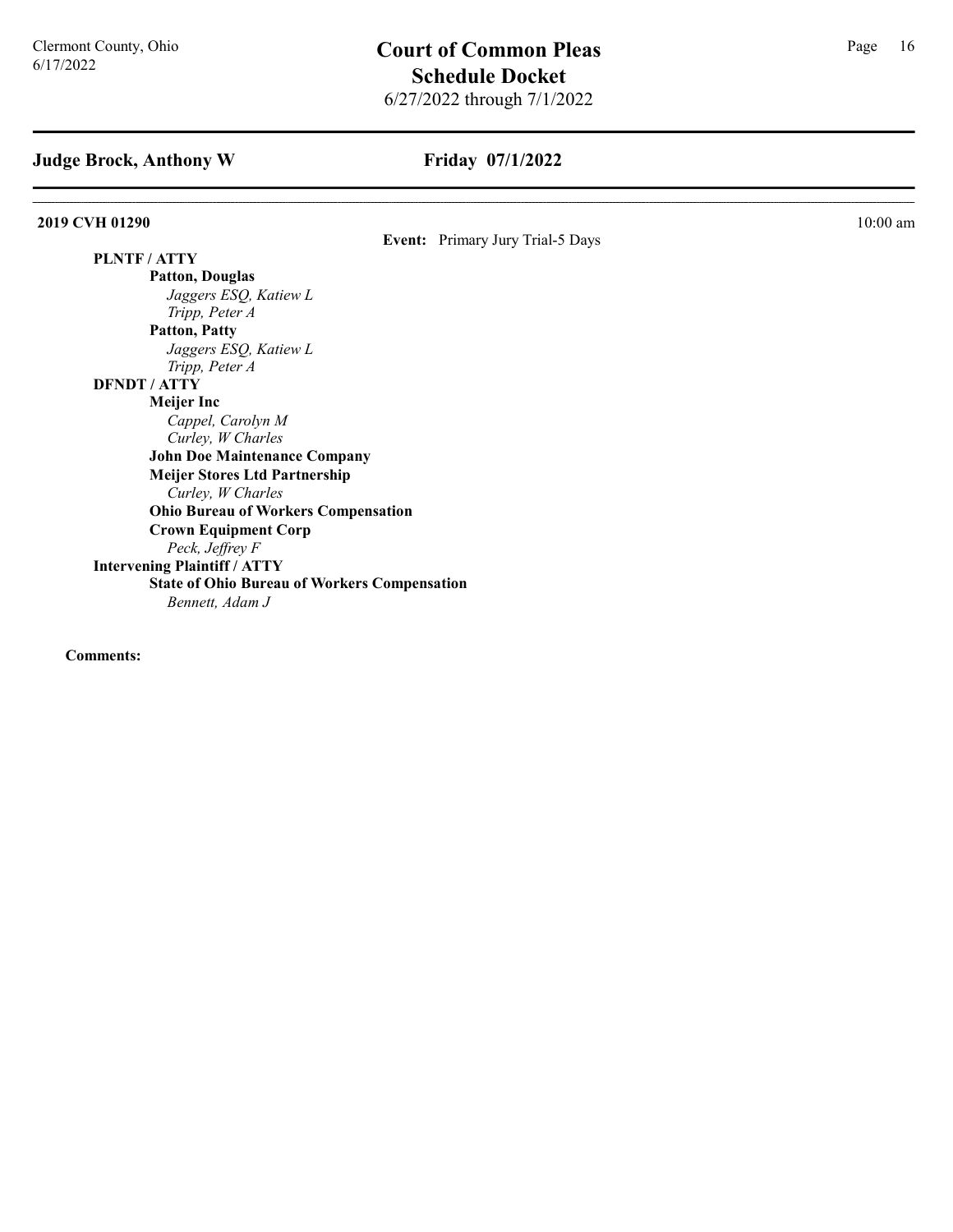Clermont County, Ohio
6/17/2022

# Court of Common Pleas
## Schedule Docket
6/27/2022 through 7/1/2022

**Judge Brock, Anthony W** — **Friday 07/1/2022**

**2019 CVH 01290** — 10:00 am

**Event:** Primary Jury Trial-5 Days

**PLNTF / ATTY**

- **Patton, Douglas**
  - *Jaggers ESQ, Katiew L*
  - *Tripp, Peter A*
- **Patton, Patty**
  - *Jaggers ESQ, Katiew L*
  - *Tripp, Peter A*

**DFNDT / ATTY**

- **Meijer Inc**
  - *Cappel, Carolyn M*
  - *Curley, W Charles*
- **John Doe Maintenance Company**
- **Meijer Stores Ltd Partnership**
  - *Curley, W Charles*
- **Ohio Bureau of Workers Compensation**
- **Crown Equipment Corp**
  - *Peck, Jeffrey F*

**Intervening Plaintiff / ATTY**

- **State of Ohio Bureau of Workers Compensation**
  - *Bennett, Adam J*

**Comments:**